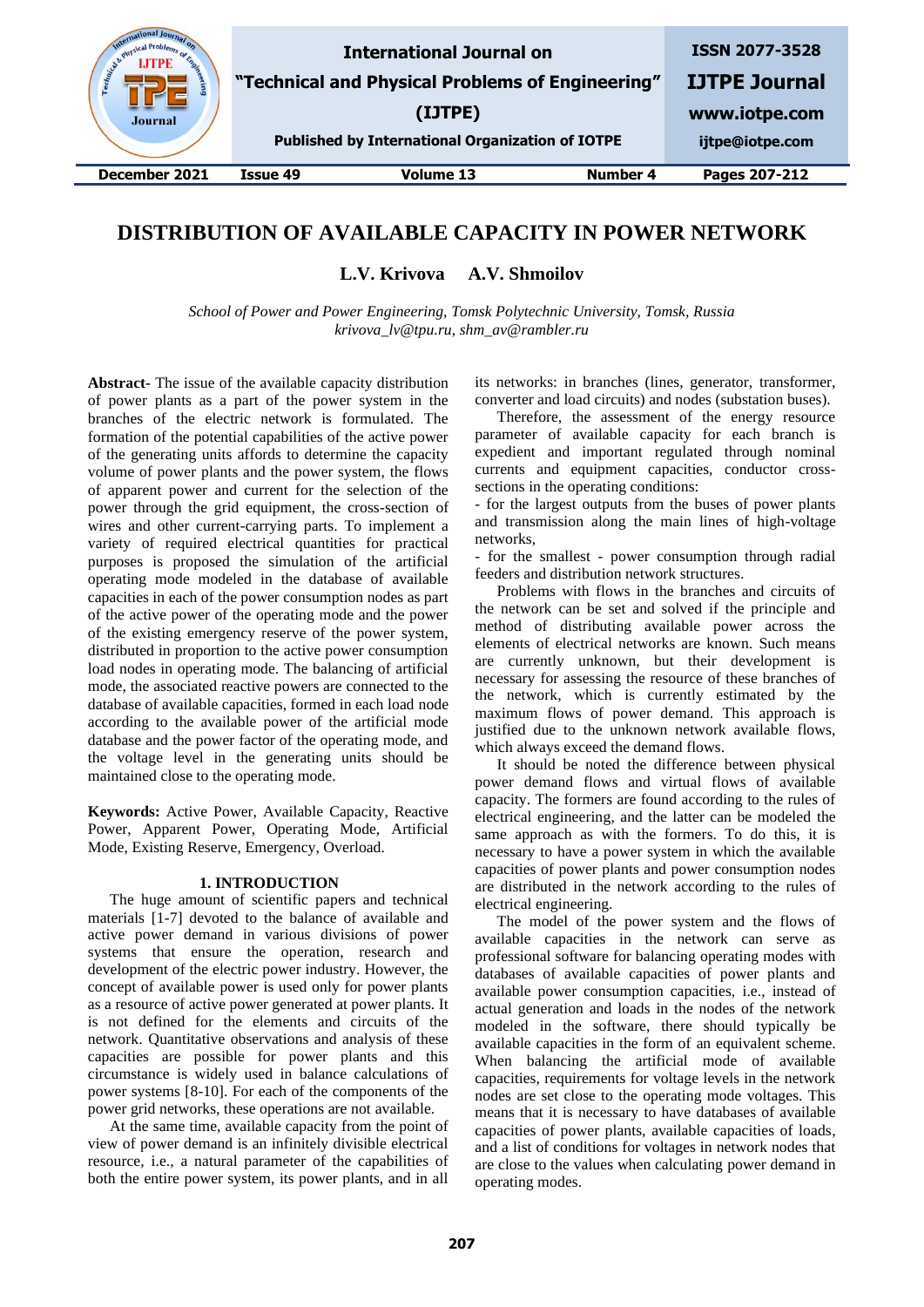# DISTRIBUTION OF AVAILABLE CAPACITY IN POWER NETWORK

**L.V. Krivova A.V. Shmoilov**

*School of Power and Power Engineering, Tomsk Polytechnic University, Tomsk, Russia*
*krivova_lv@tpu.ru, shm_av@rambler.ru*

**Abstract-** The issue of the available capacity distribution of power plants as a part of the power system in the branches of the electric network is formulated. The formation of the potential capabilities of the active power of the generating units affords to determine the capacity volume of power plants and the power system, the flows of apparent power and current for the selection of the power through the grid equipment, the cross-section of wires and other current-carrying parts. To implement a variety of required electrical quantities for practical purposes is proposed the simulation of the artificial operating mode modeled in the database of available capacities in each of the power consumption nodes as part of the active power of the operating mode and the power of the existing emergency reserve of the power system, distributed in proportion to the active power consumption load nodes in operating mode. The balancing of artificial mode, the associated reactive powers are connected to the database of available capacities, formed in each load node according to the available power of the artificial mode database and the power factor of the operating mode, and the voltage level in the generating units should be maintained close to the operating mode.

**Keywords:** Active Power, Available Capacity, Reactive Power, Apparent Power, Operating Mode, Artificial Mode, Existing Reserve, Emergency, Overload.

## 1. INTRODUCTION

The huge amount of scientific papers and technical materials [1-7] devoted to the balance of available and active power demand in various divisions of power systems that ensure the operation, research and development of the electric power industry. However, the concept of available power is used only for power plants as a resource of active power generated at power plants. It is not defined for the elements and circuits of the network. Quantitative observations and analysis of these capacities are possible for power plants and this circumstance is widely used in balance calculations of power systems [8-10]. For each of the components of the power grid networks, these operations are not available.

At the same time, available capacity from the point of view of power demand is an infinitely divisible electrical resource, i.e., a natural parameter of the capabilities of both the entire power system, its power plants, and in all its networks: in branches (lines, generator, transformer, converter and load circuits) and nodes (substation buses).

Therefore, the assessment of the energy resource parameter of available capacity for each branch is expedient and important regulated through nominal currents and equipment capacities, conductor cross-sections in the operating conditions:

- for the largest outputs from the buses of power plants and transmission along the main lines of high-voltage networks,
- for the smallest - power consumption through radial feeders and distribution network structures.

Problems with flows in the branches and circuits of the network can be set and solved if the principle and method of distributing available power across the elements of electrical networks are known. Such means are currently unknown, but their development is necessary for assessing the resource of these branches of the network, which is currently estimated by the maximum flows of power demand. This approach is justified due to the unknown network available flows, which always exceed the demand flows.

It should be noted the difference between physical power demand flows and virtual flows of available capacity. The formers are found according to the rules of electrical engineering, and the latter can be modeled the same approach as with the formers. To do this, it is necessary to have a power system in which the available capacities of power plants and power consumption nodes are distributed in the network according to the rules of electrical engineering.

The model of the power system and the flows of available capacities in the network can serve as professional software for balancing operating modes with databases of available capacities of power plants and available power consumption capacities, i.e., instead of actual generation and loads in the nodes of the network modeled in the software, there should typically be available capacities in the form of an equivalent scheme. When balancing the artificial mode of available capacities, requirements for voltage levels in the network nodes are set close to the operating mode voltages. This means that it is necessary to have databases of available capacities of power plants, available capacities of loads, and a list of conditions for voltages in network nodes that are close to the values when calculating power demand in operating modes.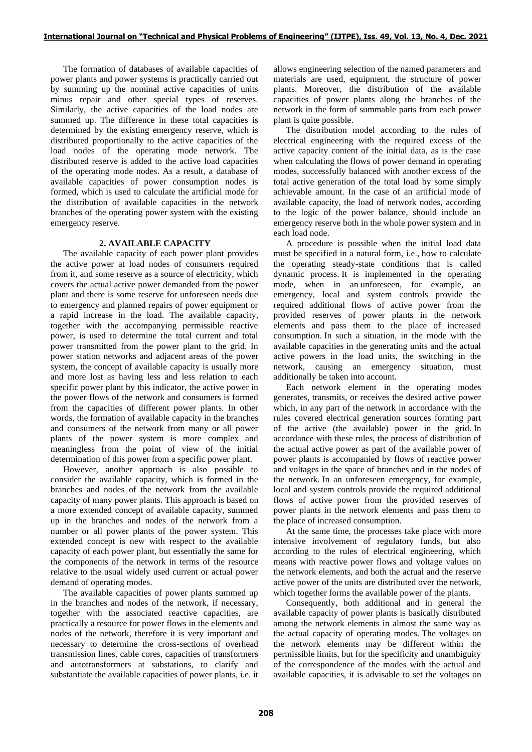The formation of databases of available capacities of power plants and power systems is practically carried out by summing up the nominal active capacities of units minus repair and other special types of reserves. Similarly, the active capacities of the load nodes are summed up. The difference in these total capacities is determined by the existing emergency reserve, which is distributed proportionally to the active capacities of the load nodes of the operating mode network. The distributed reserve is added to the active load capacities of the operating mode nodes. As a result, a database of available capacities of power consumption nodes is formed, which is used to calculate the artificial mode for the distribution of available capacities in the network branches of the operating power system with the existing emergency reserve.

## 2. AVAILABLE CAPACITY

The available capacity of each power plant provides the active power at load nodes of consumers required from it, and some reserve as a source of electricity, which covers the actual active power demanded from the power plant and there is some reserve for unforeseen needs due to emergency and planned repairs of power equipment or a rapid increase in the load. The available capacity, together with the accompanying permissible reactive power, is used to determine the total current and total power transmitted from the power plant to the grid. In power station networks and adjacent areas of the power system, the concept of available capacity is usually more and more lost as having less and less relation to each specific power plant by this indicator, the active power in the power flows of the network and consumers is formed from the capacities of different power plants. In other words, the formation of available capacity in the branches and consumers of the network from many or all power plants of the power system is more complex and meaningless from the point of view of the initial determination of this power from a specific power plant.

However, another approach is also possible to consider the available capacity, which is formed in the branches and nodes of the network from the available capacity of many power plants. This approach is based on a more extended concept of available capacity, summed up in the branches and nodes of the network from a number or all power plants of the power system. This extended concept is new with respect to the available capacity of each power plant, but essentially the same for the components of the network in terms of the resource relative to the usual widely used current or actual power demand of operating modes.

The available capacities of power plants summed up in the branches and nodes of the network, if necessary, together with the associated reactive capacities, are practically a resource for power flows in the elements and nodes of the network, therefore it is very important and necessary to determine the cross-sections of overhead transmission lines, cable cores, capacities of transformers and autotransformers at substations, to clarify and substantiate the available capacities of power plants, i.e. it allows engineering selection of the named parameters and materials are used, equipment, the structure of power plants. Moreover, the distribution of the available capacities of power plants along the branches of the network in the form of summable parts from each power plant is quite possible.

The distribution model according to the rules of electrical engineering with the required excess of the active capacity content of the initial data, as is the case when calculating the flows of power demand in operating modes, successfully balanced with another excess of the total active generation of the total load by some simply achievable amount. In the case of an artificial mode of available capacity, the load of network nodes, according to the logic of the power balance, should include an emergency reserve both in the whole power system and in each load node.

A procedure is possible when the initial load data must be specified in a natural form, i.e., how to calculate the operating steady-state conditions that is called dynamic process. It is implemented in the operating mode, when in an unforeseen, for example, an emergency, local and system controls provide the required additional flows of active power from the provided reserves of power plants in the network elements and pass them to the place of increased consumption. In such a situation, in the mode with the available capacities in the generating units and the actual active powers in the load units, the switching in the network, causing an emergency situation, must additionally be taken into account.

Each network element in the operating modes generates, transmits, or receives the desired active power which, in any part of the network in accordance with the rules covered electrical generation sources forming part of the active (the available) power in the grid. In accordance with these rules, the process of distribution of the actual active power as part of the available power of power plants is accompanied by flows of reactive power and voltages in the space of branches and in the nodes of the network. In an unforeseen emergency, for example, local and system controls provide the required additional flows of active power from the provided reserves of power plants in the network elements and pass them to the place of increased consumption.

At the same time, the processes take place with more intensive involvement of regulatory funds, but also according to the rules of electrical engineering, which means with reactive power flows and voltage values on the network elements, and both the actual and the reserve active power of the units are distributed over the network, which together forms the available power of the plants.

Consequently, both additional and in general the available capacity of power plants is basically distributed among the network elements in almost the same way as the actual capacity of operating modes. The voltages on the network elements may be different within the permissible limits, but for the specificity and unambiguity of the correspondence of the modes with the actual and available capacities, it is advisable to set the voltages on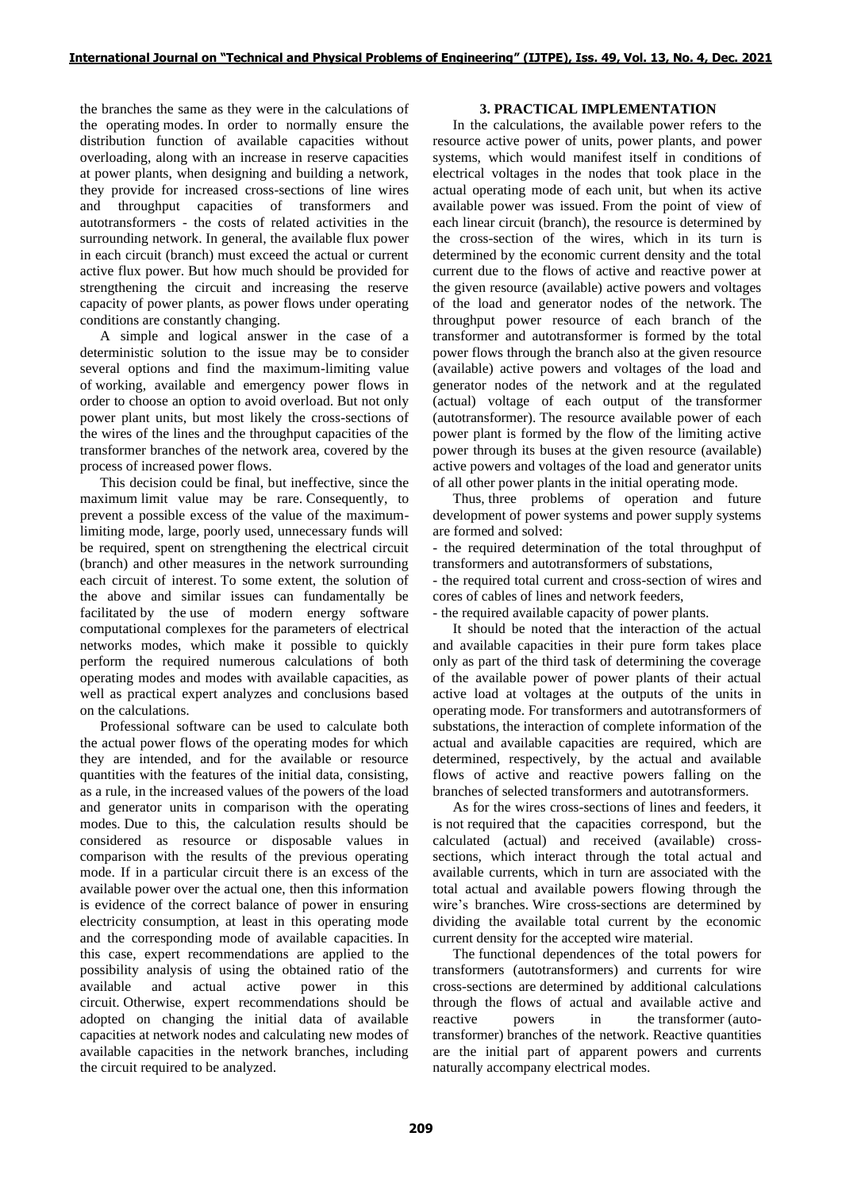the branches the same as they were in the calculations of the operating modes. In order to normally ensure the distribution function of available capacities without overloading, along with an increase in reserve capacities at power plants, when designing and building a network, they provide for increased cross-sections of line wires and throughput capacities of transformers and autotransformers - the costs of related activities in the surrounding network. In general, the available flux power in each circuit (branch) must exceed the actual or current active flux power. But how much should be provided for strengthening the circuit and increasing the reserve capacity of power plants, as power flows under operating conditions are constantly changing.

A simple and logical answer in the case of a deterministic solution to the issue may be to consider several options and find the maximum-limiting value of working, available and emergency power flows in order to choose an option to avoid overload. But not only power plant units, but most likely the cross-sections of the wires of the lines and the throughput capacities of the transformer branches of the network area, covered by the process of increased power flows.

This decision could be final, but ineffective, since the maximum limit value may be rare. Consequently, to prevent a possible excess of the value of the maximum-limiting mode, large, poorly used, unnecessary funds will be required, spent on strengthening the electrical circuit (branch) and other measures in the network surrounding each circuit of interest. To some extent, the solution of the above and similar issues can fundamentally be facilitated by the use of modern energy software computational complexes for the parameters of electrical networks modes, which make it possible to quickly perform the required numerous calculations of both operating modes and modes with available capacities, as well as practical expert analyzes and conclusions based on the calculations.

Professional software can be used to calculate both the actual power flows of the operating modes for which they are intended, and for the available or resource quantities with the features of the initial data, consisting, as a rule, in the increased values of the powers of the load and generator units in comparison with the operating modes. Due to this, the calculation results should be considered as resource or disposable values in comparison with the results of the previous operating mode. If in a particular circuit there is an excess of the available power over the actual one, then this information is evidence of the correct balance of power in ensuring electricity consumption, at least in this operating mode and the corresponding mode of available capacities. In this case, expert recommendations are applied to the possibility analysis of using the obtained ratio of the available and actual active power in this circuit. Otherwise, expert recommendations should be adopted on changing the initial data of available capacities at network nodes and calculating new modes of available capacities in the network branches, including the circuit required to be analyzed.

## 3. PRACTICAL IMPLEMENTATION

In the calculations, the available power refers to the resource active power of units, power plants, and power systems, which would manifest itself in conditions of electrical voltages in the nodes that took place in the actual operating mode of each unit, but when its active available power was issued. From the point of view of each linear circuit (branch), the resource is determined by the cross-section of the wires, which in its turn is determined by the economic current density and the total current due to the flows of active and reactive power at the given resource (available) active powers and voltages of the load and generator nodes of the network. The throughput power resource of each branch of the transformer and autotransformer is formed by the total power flows through the branch also at the given resource (available) active powers and voltages of the load and generator nodes of the network and at the regulated (actual) voltage of each output of the transformer (autotransformer). The resource available power of each power plant is formed by the flow of the limiting active power through its buses at the given resource (available) active powers and voltages of the load and generator units of all other power plants in the initial operating mode.

Thus, three problems of operation and future development of power systems and power supply systems are formed and solved:

- the required determination of the total throughput of transformers and autotransformers of substations,
- the required total current and cross-section of wires and cores of cables of lines and network feeders,
- the required available capacity of power plants.

It should be noted that the interaction of the actual and available capacities in their pure form takes place only as part of the third task of determining the coverage of the available power of power plants of their actual active load at voltages at the outputs of the units in operating mode. For transformers and autotransformers of substations, the interaction of complete information of the actual and available capacities are required, which are determined, respectively, by the actual and available flows of active and reactive powers falling on the branches of selected transformers and autotransformers.

As for the wires cross-sections of lines and feeders, it is not required that the capacities correspond, but the calculated (actual) and received (available) cross-sections, which interact through the total actual and available currents, which in turn are associated with the total actual and available powers flowing through the wire's branches. Wire cross-sections are determined by dividing the available total current by the economic current density for the accepted wire material.

The functional dependences of the total powers for transformers (autotransformers) and currents for wire cross-sections are determined by additional calculations through the flows of actual and available active and reactive powers in the transformer (auto-transformer) branches of the network. Reactive quantities are the initial part of apparent powers and currents naturally accompany electrical modes.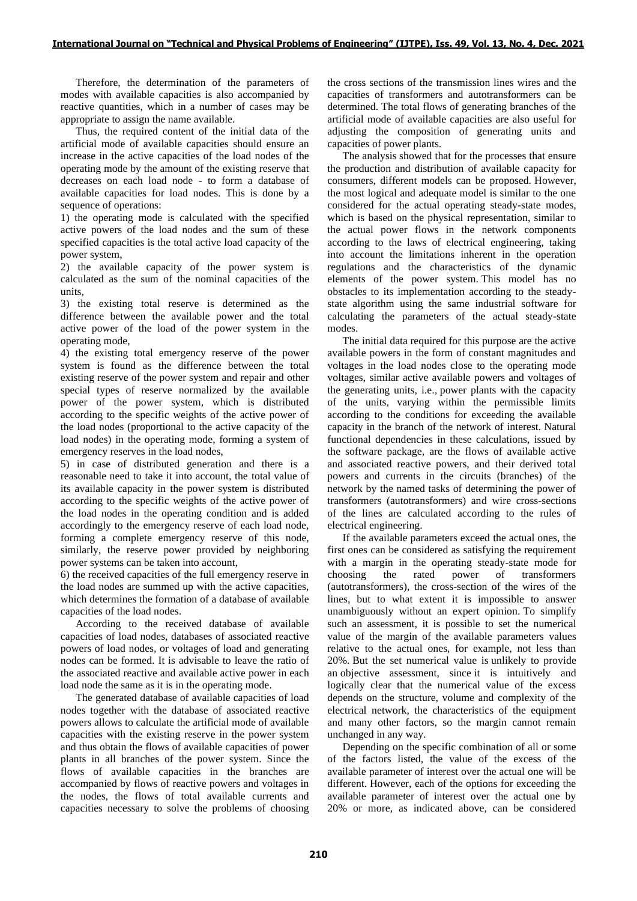Therefore, the determination of the parameters of modes with available capacities is also accompanied by reactive quantities, which in a number of cases may be appropriate to assign the name available.

Thus, the required content of the initial data of the artificial mode of available capacities should ensure an increase in the active capacities of the load nodes of the operating mode by the amount of the existing reserve that decreases on each load node - to form a database of available capacities for load nodes. This is done by a sequence of operations:

1) the operating mode is calculated with the specified active powers of the load nodes and the sum of these specified capacities is the total active load capacity of the power system,
2) the available capacity of the power system is calculated as the sum of the nominal capacities of the units,
3) the existing total reserve is determined as the difference between the available power and the total active power of the load of the power system in the operating mode,
4) the existing total emergency reserve of the power system is found as the difference between the total existing reserve of the power system and repair and other special types of reserve normalized by the available power of the power system, which is distributed according to the specific weights of the active power of the load nodes (proportional to the active capacity of the load nodes) in the operating mode, forming a system of emergency reserves in the load nodes,
5) in case of distributed generation and there is a reasonable need to take it into account, the total value of its available capacity in the power system is distributed according to the specific weights of the active power of the load nodes in the operating condition and is added accordingly to the emergency reserve of each load node, forming a complete emergency reserve of this node, similarly, the reserve power provided by neighboring power systems can be taken into account,
6) the received capacities of the full emergency reserve in the load nodes are summed up with the active capacities, which determines the formation of a database of available capacities of the load nodes.

According to the received database of available capacities of load nodes, databases of associated reactive powers of load nodes, or voltages of load and generating nodes can be formed. It is advisable to leave the ratio of the associated reactive and available active power in each load node the same as it is in the operating mode.

The generated database of available capacities of load nodes together with the database of associated reactive powers allows to calculate the artificial mode of available capacities with the existing reserve in the power system and thus obtain the flows of available capacities of power plants in all branches of the power system. Since the flows of available capacities in the branches are accompanied by flows of reactive powers and voltages in the nodes, the flows of total available currents and capacities necessary to solve the problems of choosing the cross sections of the transmission lines wires and the capacities of transformers and autotransformers can be determined. The total flows of generating branches of the artificial mode of available capacities are also useful for adjusting the composition of generating units and capacities of power plants.

The analysis showed that for the processes that ensure the production and distribution of available capacity for consumers, different models can be proposed. However, the most logical and adequate model is similar to the one considered for the actual operating steady-state modes, which is based on the physical representation, similar to the actual power flows in the network components according to the laws of electrical engineering, taking into account the limitations inherent in the operation regulations and the characteristics of the dynamic elements of the power system. This model has no obstacles to its implementation according to the steady-state algorithm using the same industrial software for calculating the parameters of the actual steady-state modes.

The initial data required for this purpose are the active available powers in the form of constant magnitudes and voltages in the load nodes close to the operating mode voltages, similar active available powers and voltages of the generating units, i.e., power plants with the capacity of the units, varying within the permissible limits according to the conditions for exceeding the available capacity in the branch of the network of interest. Natural functional dependencies in these calculations, issued by the software package, are the flows of available active and associated reactive powers, and their derived total powers and currents in the circuits (branches) of the network by the named tasks of determining the power of transformers (autotransformers) and wire cross-sections of the lines are calculated according to the rules of electrical engineering.

If the available parameters exceed the actual ones, the first ones can be considered as satisfying the requirement with a margin in the operating steady-state mode for choosing the rated power of transformers (autotransformers), the cross-section of the wires of the lines, but to what extent it is impossible to answer unambiguously without an expert opinion. To simplify such an assessment, it is possible to set the numerical value of the margin of the available parameters values relative to the actual ones, for example, not less than 20%. But the set numerical value is unlikely to provide an objective assessment, since it is intuitively and logically clear that the numerical value of the excess depends on the structure, volume and complexity of the electrical network, the characteristics of the equipment and many other factors, so the margin cannot remain unchanged in any way.

Depending on the specific combination of all or some of the factors listed, the value of the excess of the available parameter of interest over the actual one will be different. However, each of the options for exceeding the available parameter of interest over the actual one by 20% or more, as indicated above, can be considered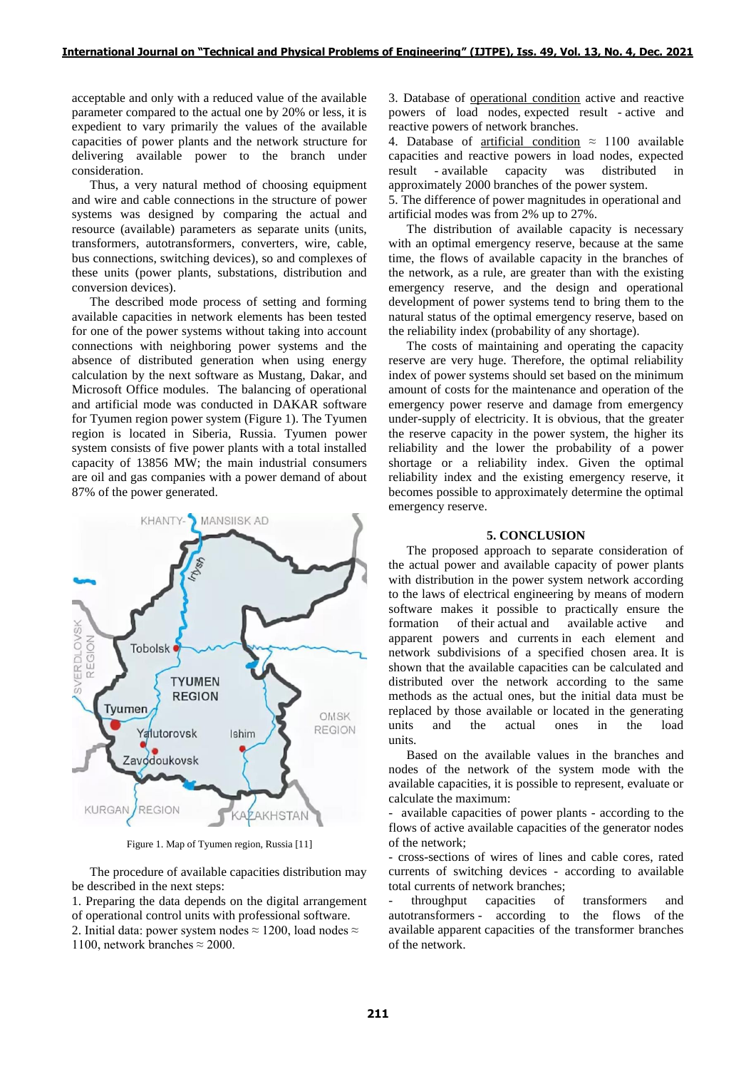acceptable and only with a reduced value of the available parameter compared to the actual one by 20% or less, it is expedient to vary primarily the values of the available capacities of power plants and the network structure for delivering available power to the branch under consideration.

Thus, a very natural method of choosing equipment and wire and cable connections in the structure of power systems was designed by comparing the actual and resource (available) parameters as separate units (units, transformers, autotransformers, converters, wire, cable, bus connections, switching devices), so and complexes of these units (power plants, substations, distribution and conversion devices).

The described mode process of setting and forming available capacities in network elements has been tested for one of the power systems without taking into account connections with neighboring power systems and the absence of distributed generation when using energy calculation by the next software as Mustang, Dakar, and Microsoft Office modules. The balancing of operational and artificial mode was conducted in DAKAR software for Tyumen region power system (Figure 1). The Tyumen region is located in Siberia, Russia. Tyumen power system consists of five power plants with a total installed capacity of 13856 MW; the main industrial consumers are oil and gas companies with a power demand of about 87% of the power generated.

Figure 1. Map of Tyumen region, Russia [11]

The procedure of available capacities distribution may be described in the next steps:

1. Preparing the data depends on the digital arrangement of operational control units with professional software.
2. Initial data: power system nodes ≈ 1200, load nodes ≈ 1100, network branches ≈ 2000.
3. Database of operational condition active and reactive powers of load nodes, expected result - active and reactive powers of network branches.
4. Database of artificial condition ≈ 1100 available capacities and reactive powers in load nodes, expected result - available capacity was distributed in approximately 2000 branches of the power system.
5. The difference of power magnitudes in operational and artificial modes was from 2% up to 27%.

The distribution of available capacity is necessary with an optimal emergency reserve, because at the same time, the flows of available capacity in the branches of the network, as a rule, are greater than with the existing emergency reserve, and the design and operational development of power systems tend to bring them to the natural status of the optimal emergency reserve, based on the reliability index (probability of any shortage).

The costs of maintaining and operating the capacity reserve are very huge. Therefore, the optimal reliability index of power systems should set based on the minimum amount of costs for the maintenance and operation of the emergency power reserve and damage from emergency under-supply of electricity. It is obvious, that the greater the reserve capacity in the power system, the higher its reliability and the lower the probability of a power shortage or a reliability index. Given the optimal reliability index and the existing emergency reserve, it becomes possible to approximately determine the optimal emergency reserve.

## 5. CONCLUSION

The proposed approach to separate consideration of the actual power and available capacity of power plants with distribution in the power system network according to the laws of electrical engineering by means of modern software makes it possible to practically ensure the formation of their actual and available active and apparent powers and currents in each element and network subdivisions of a specified chosen area. It is shown that the available capacities can be calculated and distributed over the network according to the same methods as the actual ones, but the initial data must be replaced by those available or located in the generating units and the actual ones in the load units.

Based on the available values in the branches and nodes of the network of the system mode with the available capacities, it is possible to represent, evaluate or calculate the maximum:

- available capacities of power plants - according to the flows of active available capacities of the generator nodes of the network;
- cross-sections of wires of lines and cable cores, rated currents of switching devices - according to available total currents of network branches;
- throughput capacities of transformers and autotransformers - according to the flows of the available apparent capacities of the transformer branches of the network.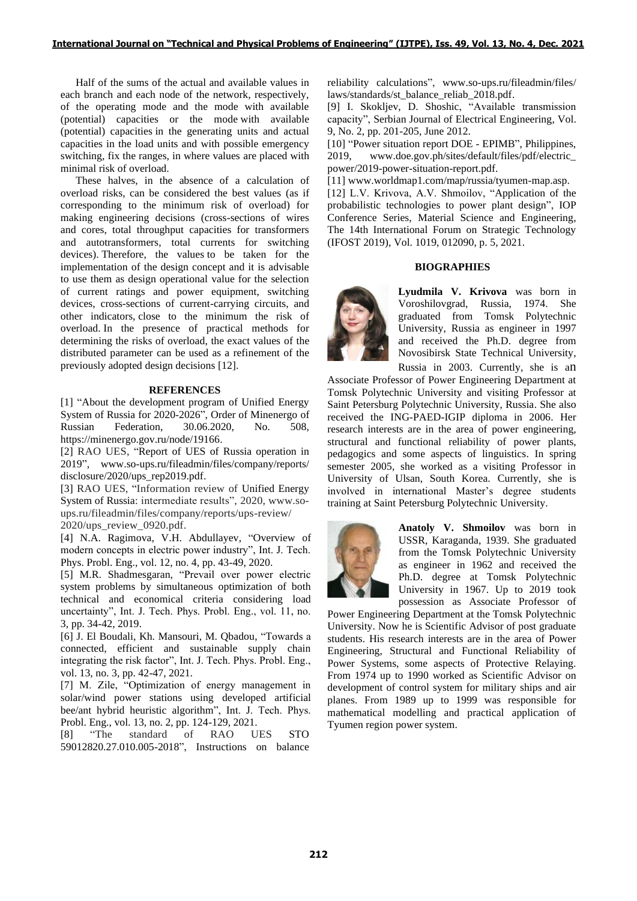Half of the sums of the actual and available values in each branch and each node of the network, respectively, of the operating mode and the mode with available (potential) capacities or the mode with available (potential) capacities in the generating units and actual capacities in the load units and with possible emergency switching, fix the ranges, in where values are placed with minimal risk of overload.

These halves, in the absence of a calculation of overload risks, can be considered the best values (as if corresponding to the minimum risk of overload) for making engineering decisions (cross-sections of wires and cores, total throughput capacities for transformers and autotransformers, total currents for switching devices). Therefore, the values to be taken for the implementation of the design concept and it is advisable to use them as design operational value for the selection of current ratings and power equipment, switching devices, cross-sections of current-carrying circuits, and other indicators, close to the minimum the risk of overload. In the presence of practical methods for determining the risks of overload, the exact values of the distributed parameter can be used as a refinement of the previously adopted design decisions [12].

## REFERENCES

[1] "About the development program of Unified Energy System of Russia for 2020-2026", Order of Minenergo of Russian Federation, 30.06.2020, No. 508, https://minenergo.gov.ru/node/19166.

[2] RAO UES, "Report of UES of Russia operation in 2019", www.so-ups.ru/fileadmin/files/company/reports/disclosure/2020/ups_rep2019.pdf.

[3] RAO UES, "Information review of Unified Energy System of Russia: intermediate results", 2020, www.so-ups.ru/fileadmin/files/company/reports/ups-review/2020/ups_review_0920.pdf.

[4] N.A. Ragimova, V.H. Abdullayev, "Overview of modern concepts in electric power industry", Int. J. Tech. Phys. Probl. Eng., vol. 12, no. 4, pp. 43-49, 2020.

[5] M.R. Shadmesgaran, "Prevail over power electric system problems by simultaneous optimization of both technical and economical criteria considering load uncertainty", Int. J. Tech. Phys. Probl. Eng., vol. 11, no. 3, pp. 34-42, 2019.

[6] J. El Boudali, Kh. Mansouri, M. Qbadou, "Towards a connected, efficient and sustainable supply chain integrating the risk factor", Int. J. Tech. Phys. Probl. Eng., vol. 13, no. 3, pp. 42-47, 2021.

[7] M. Zile, "Optimization of energy management in solar/wind power stations using developed artificial bee/ant hybrid heuristic algorithm", Int. J. Tech. Phys. Probl. Eng., vol. 13, no. 2, pp. 124-129, 2021.

[8] "The standard of RAO UES STO 59012820.27.010.005-2018", Instructions on balance reliability calculations", www.so-ups.ru/fileadmin/files/laws/standards/st_balance_reliab_2018.pdf.

[9] I. Skokljev, D. Shoshic, "Available transmission capacity", Serbian Journal of Electrical Engineering, Vol. 9, No. 2, pp. 201-205, June 2012.

[10] "Power situation report DOE - EPIMB", Philippines, 2019, www.doe.gov.ph/sites/default/files/pdf/electric_power/2019-power-situation-report.pdf.

[11] www.worldmap1.com/map/russia/tyumen-map.asp.

[12] L.V. Krivova, A.V. Shmoilov, "Application of the probabilistic technologies to power plant design", IOP Conference Series, Material Science and Engineering, The 14th International Forum on Strategic Technology (IFOST 2019), Vol. 1019, 012090, p. 5, 2021.

## BIOGRAPHIES

**Lyudmila V. Krivova** was born in Voroshilovgrad, Russia, 1974. She graduated from Tomsk Polytechnic University, Russia as engineer in 1997 and received the Ph.D. degree from Novosibirsk State Technical University, Russia in 2003. Currently, she is an Associate Professor of Power Engineering Department at Tomsk Polytechnic University and visiting Professor at Saint Petersburg Polytechnic University, Russia. She also received the ING-PAED-IGIP diploma in 2006. Her research interests are in the area of power engineering, structural and functional reliability of power plants, pedagogics and some aspects of linguistics. In spring semester 2005, she worked as a visiting Professor in University of Ulsan, South Korea. Currently, she is involved in international Master's degree students training at Saint Petersburg Polytechnic University.

**Anatoly V. Shmoilov** was born in USSR, Karaganda, 1939. She graduated from the Tomsk Polytechnic University as engineer in 1962 and received the Ph.D. degree at Tomsk Polytechnic University in 1967. Up to 2019 took possession as Associate Professor of Power Engineering Department at the Tomsk Polytechnic University. Now he is Scientific Advisor of post graduate students. His research interests are in the area of Power Engineering, Structural and Functional Reliability of Power Systems, some aspects of Protective Relaying. From 1974 up to 1990 worked as Scientific Advisor on development of control system for military ships and air planes. From 1989 up to 1999 was responsible for mathematical modelling and practical application of Tyumen region power system.